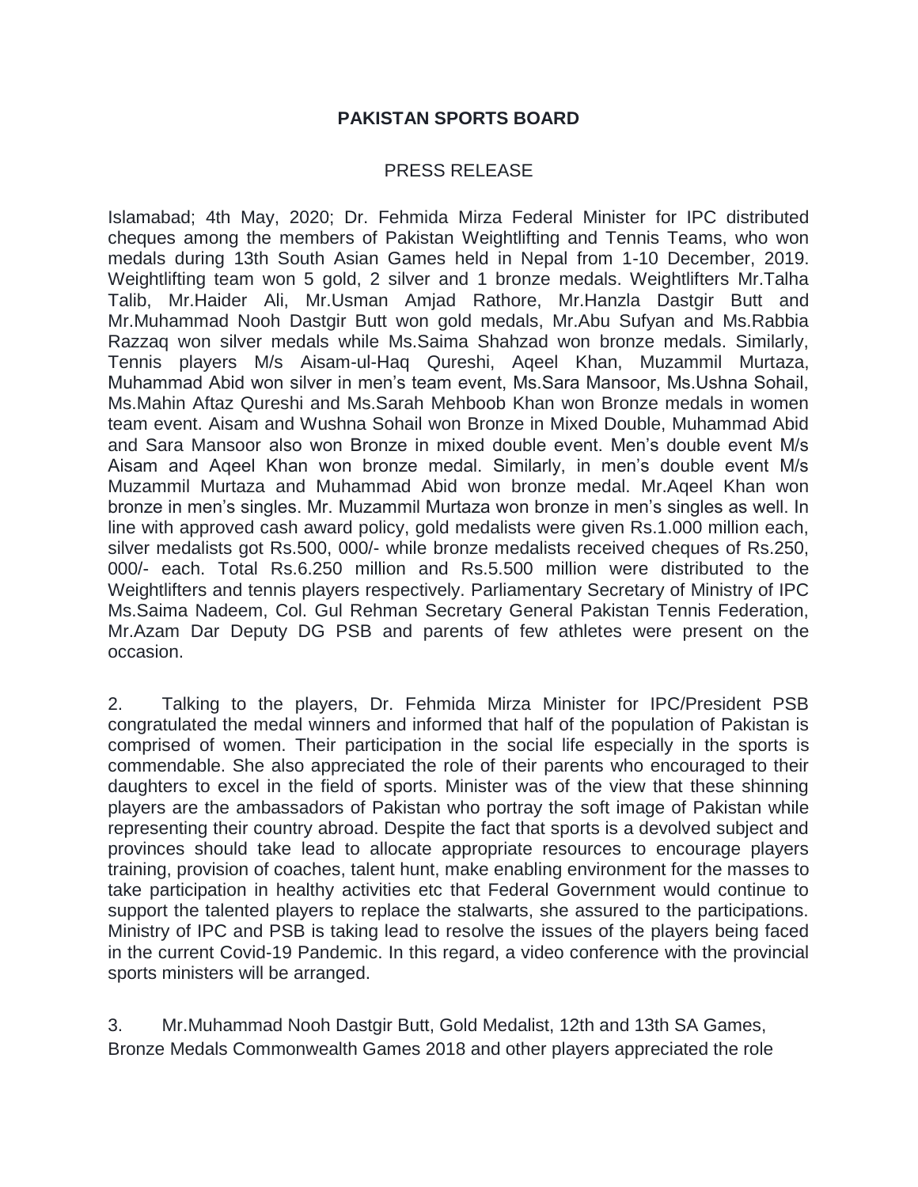**PAKISTAN SPORTS BOARD**

PRESS RELEASE

Islamabad; 4th May, 2020; Dr. Fehmida Mirza Federal Minister for IPC distributed cheques among the members of Pakistan Weightlifting and Tennis Teams, who won medals during 13th South Asian Games held in Nepal from 1-10 December, 2019. Weightlifting team won 5 gold, 2 silver and 1 bronze medals. Weightlifters Mr.Talha Talib, Mr.Haider Ali, Mr.Usman Amjad Rathore, Mr.Hanzla Dastgir Butt and Mr.Muhammad Nooh Dastgir Butt won gold medals, Mr.Abu Sufyan and Ms.Rabbia Razzaq won silver medals while Ms.Saima Shahzad won bronze medals. Similarly, Tennis players M/s Aisam-ul-Haq Qureshi, Aqeel Khan, Muzammil Murtaza, Muhammad Abid won silver in men's team event, Ms.Sara Mansoor, Ms.Ushna Sohail, Ms.Mahin Aftaz Qureshi and Ms.Sarah Mehboob Khan won Bronze medals in women team event. Aisam and Wushna Sohail won Bronze in Mixed Double, Muhammad Abid and Sara Mansoor also won Bronze in mixed double event. Men's double event M/s Aisam and Aqeel Khan won bronze medal. Similarly, in men's double event M/s Muzammil Murtaza and Muhammad Abid won bronze medal. Mr.Aqeel Khan won bronze in men's singles. Mr. Muzammil Murtaza won bronze in men's singles as well. In line with approved cash award policy, gold medalists were given Rs.1.000 million each, silver medalists got Rs.500, 000/- while bronze medalists received cheques of Rs.250, 000/- each. Total Rs.6.250 million and Rs.5.500 million were distributed to the Weightlifters and tennis players respectively. Parliamentary Secretary of Ministry of IPC Ms.Saima Nadeem, Col. Gul Rehman Secretary General Pakistan Tennis Federation, Mr.Azam Dar Deputy DG PSB and parents of few athletes were present on the occasion.

2. Talking to the players, Dr. Fehmida Mirza Minister for IPC/President PSB congratulated the medal winners and informed that half of the population of Pakistan is comprised of women. Their participation in the social life especially in the sports is commendable. She also appreciated the role of their parents who encouraged to their daughters to excel in the field of sports. Minister was of the view that these shinning players are the ambassadors of Pakistan who portray the soft image of Pakistan while representing their country abroad. Despite the fact that sports is a devolved subject and provinces should take lead to allocate appropriate resources to encourage players training, provision of coaches, talent hunt, make enabling environment for the masses to take participation in healthy activities etc that Federal Government would continue to support the talented players to replace the stalwarts, she assured to the participations. Ministry of IPC and PSB is taking lead to resolve the issues of the players being faced in the current Covid-19 Pandemic. In this regard, a video conference with the provincial sports ministers will be arranged.

3. Mr.Muhammad Nooh Dastgir Butt, Gold Medalist, 12th and 13th SA Games, Bronze Medals Commonwealth Games 2018 and other players appreciated the role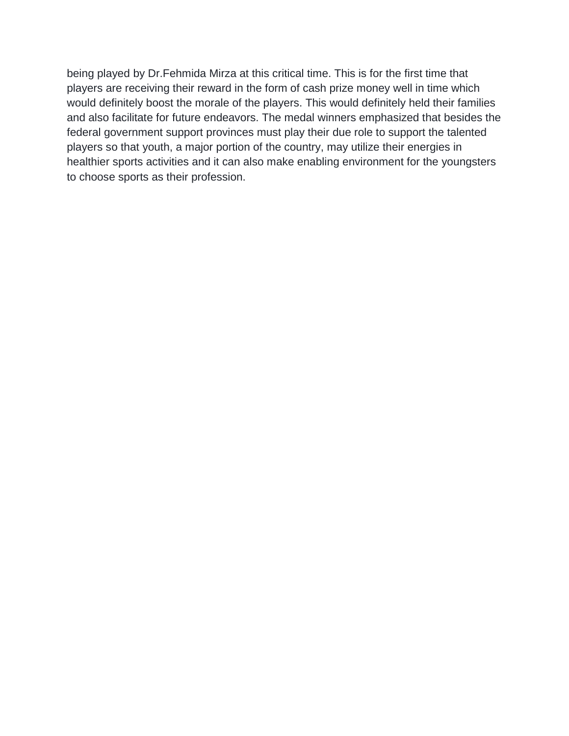being played by Dr.Fehmida Mirza at this critical time. This is for the first time that players are receiving their reward in the form of cash prize money well in time which would definitely boost the morale of the players. This would definitely held their families and also facilitate for future endeavors. The medal winners emphasized that besides the federal government support provinces must play their due role to support the talented players so that youth, a major portion of the country, may utilize their energies in healthier sports activities and it can also make enabling environment for the youngsters to choose sports as their profession.